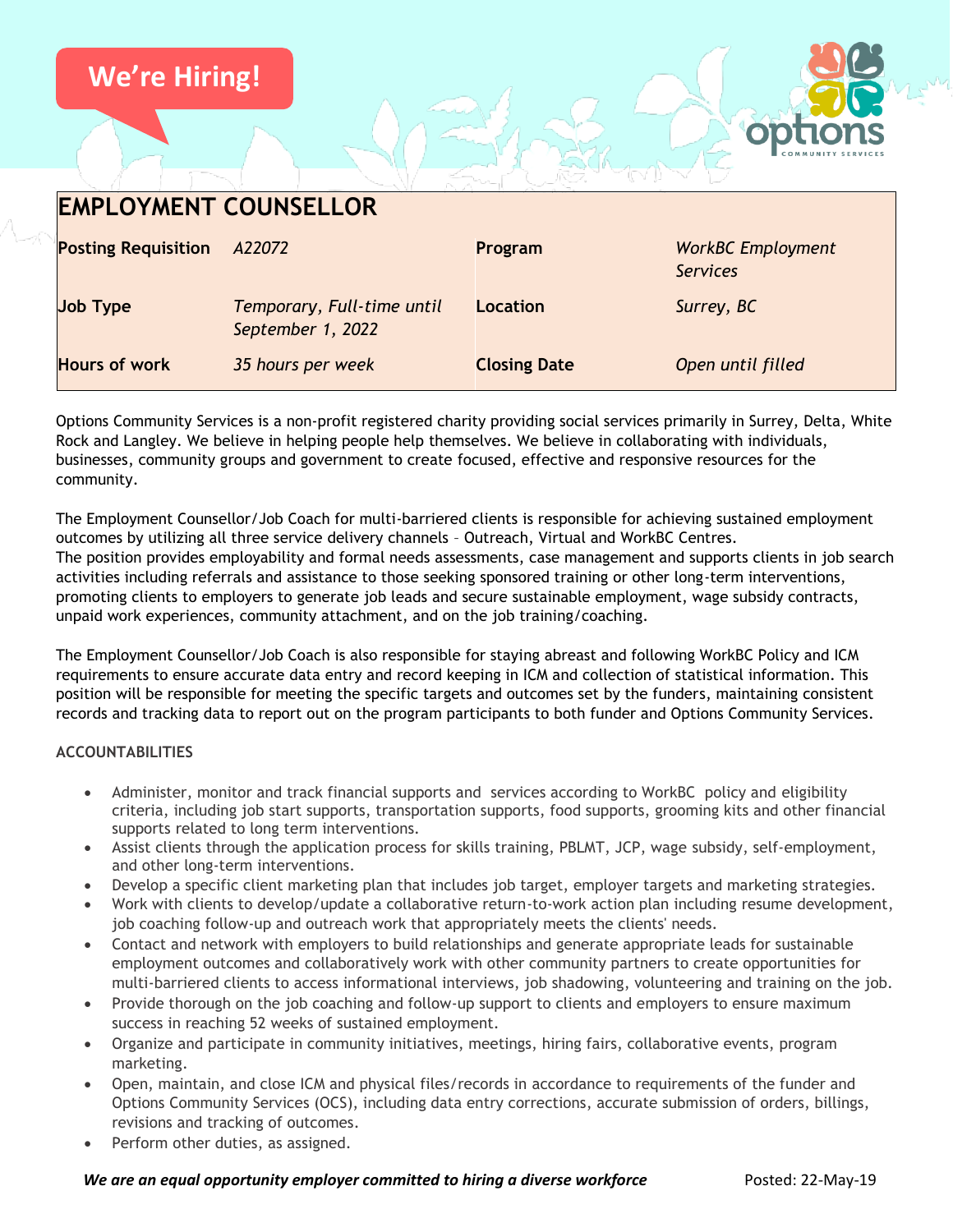We're Hiring!

# EMPLOYMENT COUNSELLOR

| | | | |
|---|---|---|---|
| **Posting Requisition** | *A22072* | **Program** | *WorkBC Employment Services* |
| **Job Type** | *Temporary, Full-time until September 1, 2022* | **Location** | *Surrey, BC* |
| **Hours of work** | *35 hours per week* | **Closing Date** | *Open until filled* |

Options Community Services is a non-profit registered charity providing social services primarily in Surrey, Delta, White Rock and Langley. We believe in helping people help themselves. We believe in collaborating with individuals, businesses, community groups and government to create focused, effective and responsive resources for the community.

The Employment Counsellor/Job Coach for multi-barriered clients is responsible for achieving sustained employment outcomes by utilizing all three service delivery channels – Outreach, Virtual and WorkBC Centres.
The position provides employability and formal needs assessments, case management and supports clients in job search activities including referrals and assistance to those seeking sponsored training or other long-term interventions, promoting clients to employers to generate job leads and secure sustainable employment, wage subsidy contracts, unpaid work experiences, community attachment, and on the job training/coaching.

The Employment Counsellor/Job Coach is also responsible for staying abreast and following WorkBC Policy and ICM requirements to ensure accurate data entry and record keeping in ICM and collection of statistical information. This position will be responsible for meeting the specific targets and outcomes set by the funders, maintaining consistent records and tracking data to report out on the program participants to both funder and Options Community Services.

## ACCOUNTABILITIES

- Administer, monitor and track financial supports and services according to WorkBC policy and eligibility criteria, including job start supports, transportation supports, food supports, grooming kits and other financial supports related to long term interventions.
- Assist clients through the application process for skills training, PBLMT, JCP, wage subsidy, self-employment, and other long-term interventions.
- Develop a specific client marketing plan that includes job target, employer targets and marketing strategies.
- Work with clients to develop/update a collaborative return-to-work action plan including resume development, job coaching follow-up and outreach work that appropriately meets the clients' needs.
- Contact and network with employers to build relationships and generate appropriate leads for sustainable employment outcomes and collaboratively work with other community partners to create opportunities for multi-barriered clients to access informational interviews, job shadowing, volunteering and training on the job.
- Provide thorough on the job coaching and follow-up support to clients and employers to ensure maximum success in reaching 52 weeks of sustained employment.
- Organize and participate in community initiatives, meetings, hiring fairs, collaborative events, program marketing.
- Open, maintain, and close ICM and physical files/records in accordance to requirements of the funder and Options Community Services (OCS), including data entry corrections, accurate submission of orders, billings, revisions and tracking of outcomes.
- Perform other duties, as assigned.

***We are an equal opportunity employer committed to hiring a diverse workforce*** Posted: 22-May-19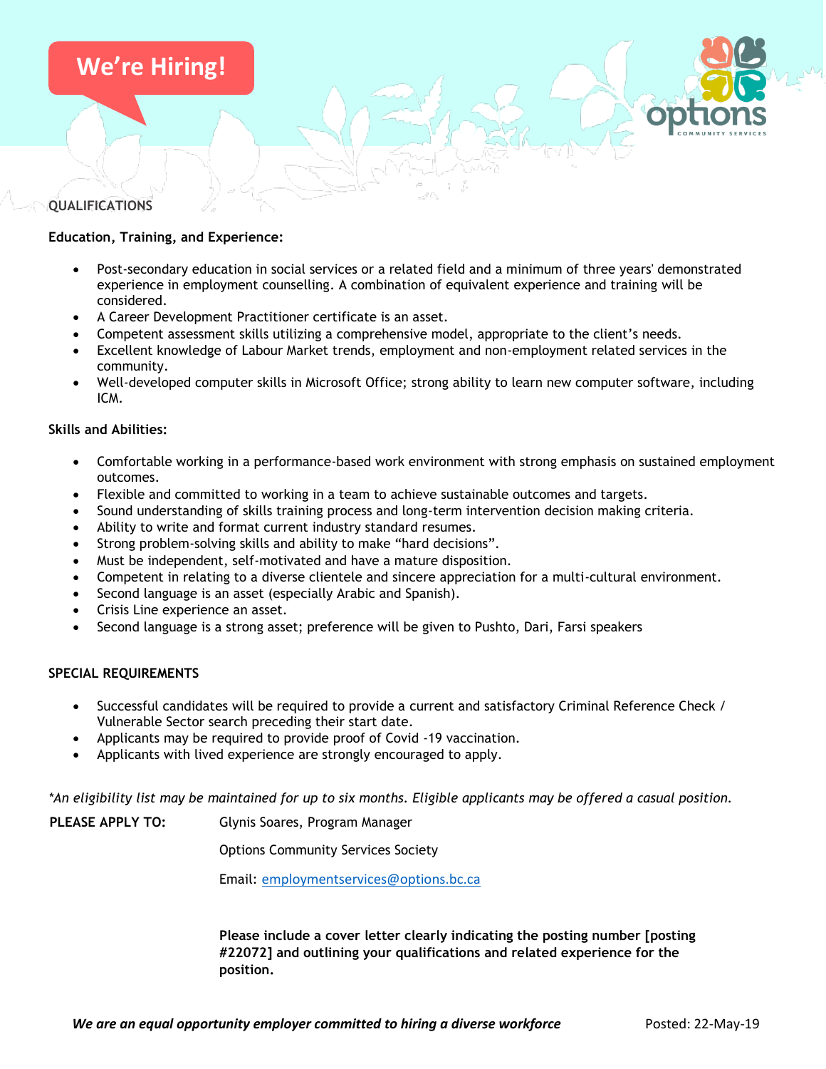We're Hiring!

## QUALIFICATIONS

**Education, Training, and Experience:**

- Post-secondary education in social services or a related field and a minimum of three years' demonstrated experience in employment counselling. A combination of equivalent experience and training will be considered.
- A Career Development Practitioner certificate is an asset.
- Competent assessment skills utilizing a comprehensive model, appropriate to the client's needs.
- Excellent knowledge of Labour Market trends, employment and non-employment related services in the community.
- Well-developed computer skills in Microsoft Office; strong ability to learn new computer software, including ICM.

**Skills and Abilities:**

- Comfortable working in a performance-based work environment with strong emphasis on sustained employment outcomes.
- Flexible and committed to working in a team to achieve sustainable outcomes and targets.
- Sound understanding of skills training process and long-term intervention decision making criteria.
- Ability to write and format current industry standard resumes.
- Strong problem-solving skills and ability to make "hard decisions".
- Must be independent, self-motivated and have a mature disposition.
- Competent in relating to a diverse clientele and sincere appreciation for a multi-cultural environment.
- Second language is an asset (especially Arabic and Spanish).
- Crisis Line experience an asset.
- Second language is a strong asset; preference will be given to Pushto, Dari, Farsi speakers

## SPECIAL REQUIREMENTS

- Successful candidates will be required to provide a current and satisfactory Criminal Reference Check / Vulnerable Sector search preceding their start date.
- Applicants may be required to provide proof of Covid -19 vaccination.
- Applicants with lived experience are strongly encouraged to apply.

*\*An eligibility list may be maintained for up to six months. Eligible applicants may be offered a casual position.*

**PLEASE APPLY TO:** Glynis Soares, Program Manager

Options Community Services Society

Email: employmentservices@options.bc.ca

**Please include a cover letter clearly indicating the posting number [posting #22072] and outlining your qualifications and related experience for the position.**

***We are an equal opportunity employer committed to hiring a diverse workforce*** Posted: 22-May-19